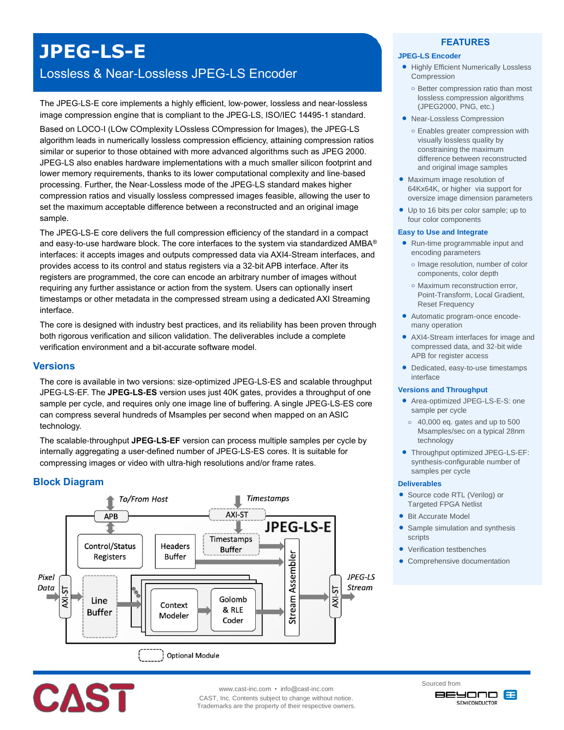# JPEG-LS-E

## Lossless & Near-Lossless JPEG-LS Encoder

The JPEG-LS-E core implements a highly efficient, low-power, lossless and near-lossless image compression engine that is compliant to the JPEG-LS, ISO/IEC 14495-1 standard.

Based on LOCO-I (LOw COmplexity LOssless COmpression for Images), the JPEG-LS algorithm leads in numerically lossless compression efficiency, attaining compression ratios similar or superior to those obtained with more advanced algorithms such as JPEG 2000. JPEG-LS also enables hardware implementations with a much smaller silicon footprint and lower memory requirements, thanks to its lower computational complexity and line-based processing. Further, the Near-Lossless mode of the JPEG-LS standard makes higher compression ratios and visually lossless compressed images feasible, allowing the user to set the maximum acceptable difference between a reconstructed and an original image sample.

The JPEG-LS-E core delivers the full compression efficiency of the standard in a compact and easy-to-use hardware block. The core interfaces to the system via standardized AMBA® interfaces: it accepts images and outputs compressed data via AXI4-Stream interfaces, and provides access to its control and status registers via a 32-bit APB interface. After its registers are programmed, the core can encode an arbitrary number of images without requiring any further assistance or action from the system. Users can optionally insert timestamps or other metadata in the compressed stream using a dedicated AXI Streaming interface.

The core is designed with industry best practices, and its reliability has been proven through both rigorous verification and silicon validation. The deliverables include a complete verification environment and a bit-accurate software model.

## Versions

The core is available in two versions: size-optimized JPEG-LS-ES and scalable throughput JPEG-LS-EF. The **JPEG-LS-ES** version uses just 40K gates, provides a throughput of one sample per cycle, and requires only one image line of buffering. A single JPEG-LS-ES core can compress several hundreds of Msamples per second when mapped on an ASIC technology.

The scalable-throughput **JPEG-LS-EF** version can process multiple samples per cycle by internally aggregating a user-defined number of JPEG-LS-ES cores. It is suitable for compressing images or video with ultra-high resolutions and/or frame rates.

## Block Diagram

To/From Host — APB — Control/Status Registers — Headers Buffer — Timestamps — AXI-ST — Timestamps Buffer — JPEG-LS-E — Pixel Data — AXI-ST — Line Buffer — Context Modeler — Golomb & RLE Coder — Stream Assembler — AXI-ST — JPEG-LS Stream

Optional Module

## FEATURES

### JPEG-LS Encoder

- Highly Efficient Numerically Lossless Compression
  - Better compression ratio than most lossless compression algorithms (JPEG2000, PNG, etc.)
- Near-Lossless Compression
  - Enables greater compression with visually lossless quality by constraining the maximum difference between reconstructed and original image samples
- Maximum image resolution of 64Kx64K, or higher via support for oversize image dimension parameters
- Up to 16 bits per color sample; up to four color components

### Easy to Use and Integrate

- Run-time programmable input and encoding parameters
  - Image resolution, number of color components, color depth
  - Maximum reconstruction error, Point-Transform, Local Gradient, Reset Frequency
- Automatic program-once encode-many operation
- AXI4-Stream interfaces for image and compressed data, and 32-bit wide APB for register access
- Dedicated, easy-to-use timestamps interface

### Versions and Throughput

- Area-optimized JPEG-LS-E-S: one sample per cycle
  - 40,000 eq. gates and up to 500 Msamples/sec on a typical 28nm technology
- Throughput optimized JPEG-LS-EF: synthesis-configurable number of samples per cycle

### Deliverables

- Source code RTL (Verilog) or Targeted FPGA Netlist
- Bit Accurate Model
- Sample simulation and synthesis scripts
- Verification testbenches
- Comprehensive documentation

CAST

www.cast-inc.com • info@cast-inc.com

CAST, Inc. Contents subject to change without notice.
Trademarks are the property of their respective owners.

Sourced from BEYOND SEMICONDUCTOR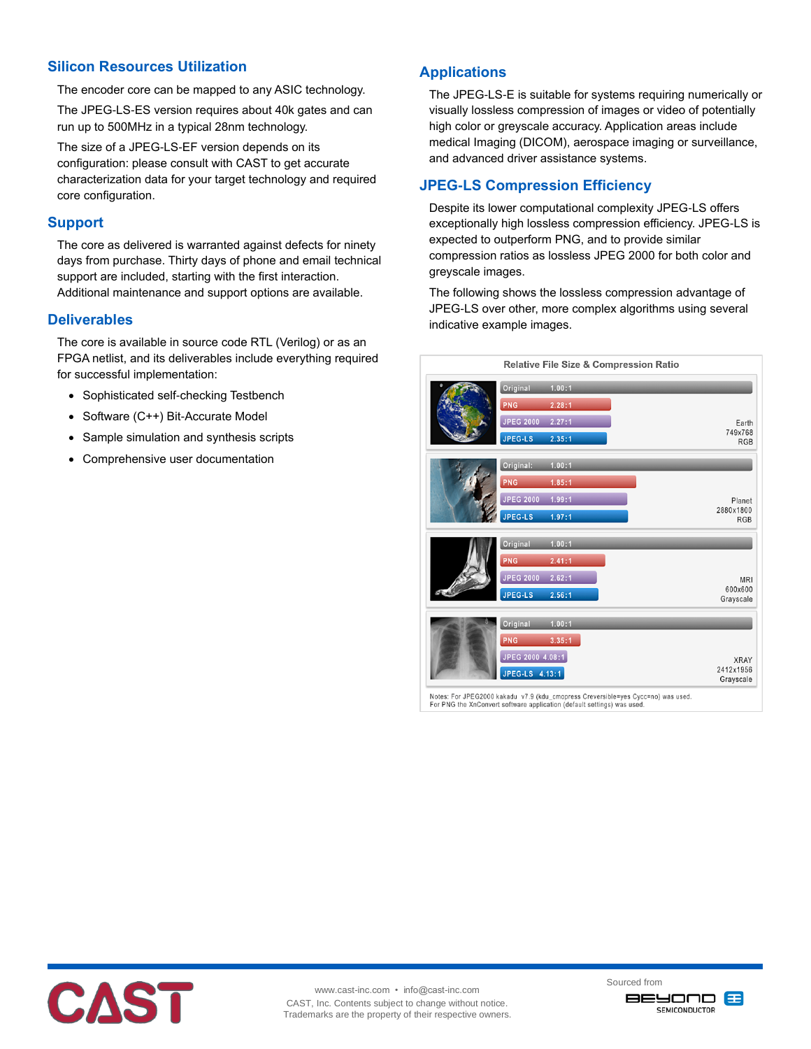## Silicon Resources Utilization

The encoder core can be mapped to any ASIC technology.

The JPEG-LS-ES version requires about 40k gates and can run up to 500MHz in a typical 28nm technology.

The size of a JPEG-LS-EF version depends on its configuration: please consult with CAST to get accurate characterization data for your target technology and required core configuration.

## Support

The core as delivered is warranted against defects for ninety days from purchase. Thirty days of phone and email technical support are included, starting with the first interaction. Additional maintenance and support options are available.

## Deliverables

The core is available in source code RTL (Verilog) or as an FPGA netlist, and its deliverables include everything required for successful implementation:

- Sophisticated self-checking Testbench
- Software (C++) Bit-Accurate Model
- Sample simulation and synthesis scripts
- Comprehensive user documentation

## Applications

The JPEG-LS-E is suitable for systems requiring numerically or visually lossless compression of images or video of potentially high color or greyscale accuracy. Application areas include medical Imaging (DICOM), aerospace imaging or surveillance, and advanced driver assistance systems.

## JPEG-LS Compression Efficiency

Despite its lower computational complexity JPEG-LS offers exceptionally high lossless compression efficiency. JPEG-LS is expected to outperform PNG, and to provide similar compression ratios as lossless JPEG 2000 for both color and greyscale images.

The following shows the lossless compression advantage of JPEG-LS over other, more complex algorithms using several indicative example images.

Relative File Size & Compression Ratio

Original 1.00:1
PNG 2.28:1
JPEG 2000 2.27:1
JPEG-LS 2.35:1
Earth 749x768 RGB

Original: 1.00:1
PNG 1.85:1
JPEG 2000 1.99:1
JPEG-LS 1.97:1
Planet 2880x1800 RGB

Original 1.00:1
PNG 2.41:1
JPEG 2000 2.62:1
JPEG-LS 2.56:1
MRI 600x600 Grayscale

Original 1.00:1
PNG 3.35:1
JPEG 2000 4.08:1
JPEG-LS 4.13:1
XRAY 2412x1956 Grayscale

Notes: For JPEG2000 kakadu v7.9 (kdu_cmopress Creversible=yes Cycc=no) was used.
For PNG the XnConvert software application (default settings) was used.

www.cast-inc.com • info@cast-inc.com
CAST, Inc. Contents subject to change without notice.
Trademarks are the property of their respective owners.

Sourced from BEYOND SEMICONDUCTOR